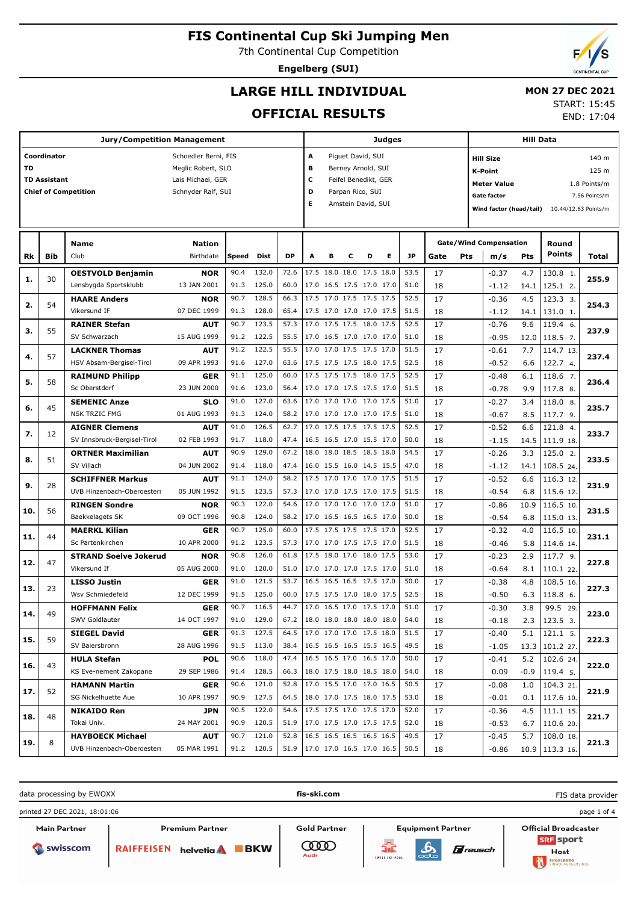# FIS Continental Cup Ski Jumping Men

7th Continental Cup Competition

**Engelberg (SUI)**

## LARGE HILL INDIVIDUAL

## OFFICIAL RESULTS

**MON 27 DEC 2021**

START: 15:45

END: 17:04

| Jury/Competition Management | |
|---|---|
| Coordinator | Schoedler Berni, FIS |
| TD | Meglic Robert, SLO |
| TD Assistant | Lais Michael, GER |
| Chief of Competition | Schnyder Ralf, SUI |

| Judges | |
|---|---|
| A | Piguet David, SUI |
| B | Berney Arnold, SUI |
| C | Feifel Benedikt, GER |
| D | Parpan Rico, SUI |
| E | Amstein David, SUI |

| Hill Data | |
|---|---|
| Hill Size | 140 m |
| K-Point | 125 m |
| Meter Value | 1.8 Points/m |
| Gate factor | 7.56 Points/m |
| Wind factor (head/tail) | 10.44/12.63 Points/m |

| Rk | Bib | Name / Club | Nation / Birthdate | Speed | Dist | DP | A | B | C | D | E | JP | Gate | Pts | m/s | Pts | Round Points | Total |
|---|---|---|---|---|---|---|---|---|---|---|---|---|---|---|---|---|---|---|
| 1. | 30 | **OESTVOLD Benjamin** | **NOR** | 90.4 | 132.0 | 72.6 | 17.5 | 18.0 | 18.0 | 17.5 | 18.0 | 53.5 | 17 | | -0.37 | 4.7 | 130.8 1. | 255.9 |
| | | Lensbygda Sportsklubb | 13 JAN 2001 | 91.3 | 125.0 | 60.0 | 17.0 | 16.5 | 17.5 | 17.0 | 17.0 | 51.0 | 18 | | -1.12 | 14.1 | 125.1 2. | |
| 2. | 54 | **HAARE Anders** | **NOR** | 90.7 | 128.5 | 66.3 | 17.5 | 17.0 | 17.5 | 17.5 | 17.5 | 52.5 | 17 | | -0.36 | 4.5 | 123.3 3. | 254.3 |
| | | Vikersund IF | 07 DEC 1999 | 91.3 | 128.0 | 65.4 | 17.5 | 17.0 | 17.0 | 17.0 | 17.5 | 51.5 | 18 | | -1.12 | 14.1 | 131.0 1. | |
| 3. | 55 | **RAINER Stefan** | **AUT** | 90.7 | 123.5 | 57.3 | 17.0 | 17.5 | 17.5 | 18.0 | 17.5 | 52.5 | 17 | | -0.76 | 9.6 | 119.4 6. | 237.9 |
| | | SV Schwarzach | 15 AUG 1999 | 91.2 | 122.5 | 55.5 | 17.0 | 16.5 | 17.0 | 17.0 | 17.0 | 51.0 | 18 | | -0.95 | 12.0 | 118.5 7. | |
| 4. | 57 | **LACKNER Thomas** | **AUT** | 91.2 | 122.5 | 55.5 | 17.0 | 17.0 | 17.5 | 17.5 | 17.0 | 51.5 | 17 | | -0.61 | 7.7 | 114.7 13. | 237.4 |
| | | HSV Absam-Bergisel-Tirol | 09 APR 1993 | 91.6 | 127.0 | 63.6 | 17.5 | 17.5 | 17.5 | 18.0 | 17.5 | 52.5 | 18 | | -0.52 | 6.6 | 122.7 4. | |
| 5. | 58 | **RAIMUND Philipp** | **GER** | 91.1 | 125.0 | 60.0 | 17.5 | 17.5 | 17.5 | 18.0 | 17.5 | 52.5 | 17 | | -0.48 | 6.1 | 118.6 7. | 236.4 |
| | | Sc Oberstdorf | 23 JUN 2000 | 91.6 | 123.0 | 56.4 | 17.0 | 17.0 | 17.5 | 17.5 | 17.0 | 51.5 | 18 | | -0.78 | 9.9 | 117.8 8. | |
| 6. | 45 | **SEMENIC Anze** | **SLO** | 91.0 | 127.0 | 63.6 | 17.0 | 17.0 | 17.0 | 17.0 | 17.5 | 51.0 | 17 | | -0.27 | 3.4 | 118.0 8. | 235.7 |
| | | NSK TRZIC FMG | 01 AUG 1993 | 91.3 | 124.0 | 58.2 | 17.0 | 17.0 | 17.0 | 17.0 | 17.5 | 51.0 | 18 | | -0.67 | 8.5 | 117.7 9. | |
| 7. | 12 | **AIGNER Clemens** | **AUT** | 91.0 | 126.5 | 62.7 | 17.0 | 17.5 | 17.5 | 17.5 | 17.5 | 52.5 | 17 | | -0.52 | 6.6 | 121.8 4. | 233.7 |
| | | SV Innsbruck-Bergisel-Tirol | 02 FEB 1993 | 91.7 | 118.0 | 47.4 | 16.5 | 16.5 | 17.0 | 15.5 | 17.0 | 50.0 | 18 | | -1.15 | 14.5 | 111.9 18. | |
| 8. | 51 | **ORTNER Maximilian** | **AUT** | 90.9 | 129.0 | 67.2 | 18.0 | 18.0 | 18.5 | 18.5 | 18.0 | 54.5 | 17 | | -0.26 | 3.3 | 125.0 2. | 233.5 |
| | | SV Villach | 04 JUN 2002 | 91.4 | 118.0 | 47.4 | 16.0 | 15.5 | 16.0 | 14.5 | 15.5 | 47.0 | 18 | | -1.12 | 14.1 | 108.5 24. | |
| 9. | 28 | **SCHIFFNER Markus** | **AUT** | 91.1 | 124.0 | 58.2 | 17.5 | 17.0 | 17.0 | 17.0 | 17.5 | 51.5 | 17 | | -0.52 | 6.6 | 116.3 12. | 231.9 |
| | | UVB Hinzenbach-Oberoesterr | 05 JUN 1992 | 91.5 | 123.5 | 57.3 | 17.0 | 17.0 | 17.5 | 17.0 | 17.5 | 51.5 | 18 | | -0.54 | 6.8 | 115.6 12. | |
| 10. | 56 | **RINGEN Sondre** | **NOR** | 90.3 | 122.0 | 54.6 | 17.0 | 17.0 | 17.0 | 17.0 | 17.0 | 51.0 | 17 | | -0.86 | 10.9 | 116.5 10. | 231.5 |
| | | Baekkelagets SK | 09 OCT 1996 | 90.8 | 124.0 | 58.2 | 17.0 | 16.5 | 16.5 | 16.5 | 17.0 | 50.0 | 18 | | -0.54 | 6.8 | 115.0 13. | |
| 11. | 44 | **MAERKL Kilian** | **GER** | 90.7 | 125.0 | 60.0 | 17.5 | 17.5 | 17.5 | 17.5 | 17.0 | 52.5 | 17 | | -0.32 | 4.0 | 116.5 10. | 231.1 |
| | | Sc Partenkirchen | 10 APR 2000 | 91.2 | 123.5 | 57.3 | 17.0 | 17.0 | 17.5 | 17.5 | 17.0 | 51.5 | 18 | | -0.46 | 5.8 | 114.6 14. | |
| 12. | 47 | **STRAND Soelve Jokerud** | **NOR** | 90.8 | 126.0 | 61.8 | 17.5 | 18.0 | 17.0 | 18.0 | 17.5 | 53.0 | 17 | | -0.23 | 2.9 | 117.7 9. | 227.8 |
| | | Vikersund If | 05 AUG 2000 | 91.0 | 120.0 | 51.0 | 17.0 | 17.0 | 17.0 | 17.5 | 17.0 | 51.0 | 18 | | -0.64 | 8.1 | 110.1 22. | |
| 13. | 23 | **LISSO Justin** | **GER** | 91.0 | 121.5 | 53.7 | 16.5 | 16.5 | 16.5 | 17.5 | 17.0 | 50.0 | 17 | | -0.38 | 4.8 | 108.5 16. | 227.3 |
| | | Wsv Schmiedefeld | 12 DEC 1999 | 91.5 | 125.0 | 60.0 | 17.5 | 17.5 | 17.0 | 18.0 | 17.5 | 52.5 | 18 | | -0.50 | 6.3 | 118.8 6. | |
| 14. | 49 | **HOFFMANN Felix** | **GER** | 90.7 | 116.5 | 44.7 | 17.0 | 16.5 | 17.0 | 17.5 | 17.0 | 51.0 | 17 | | -0.30 | 3.8 | 99.5 29. | 223.0 |
| | | SWV Goldlauter | 14 OCT 1997 | 91.0 | 129.0 | 67.2 | 18.0 | 18.0 | 18.0 | 18.0 | 18.0 | 54.0 | 18 | | -0.18 | 2.3 | 123.5 3. | |
| 15. | 59 | **SIEGEL David** | **GER** | 91.3 | 127.5 | 64.5 | 17.0 | 17.0 | 17.0 | 17.5 | 18.0 | 51.5 | 17 | | -0.40 | 5.1 | 121.1 5. | 222.3 |
| | | SV Baiersbronn | 28 AUG 1996 | 91.5 | 113.0 | 38.4 | 16.5 | 16.5 | 16.5 | 15.5 | 16.5 | 49.5 | 18 | | -1.05 | 13.3 | 101.2 27. | |
| 16. | 43 | **HULA Stefan** | **POL** | 90.6 | 118.0 | 47.4 | 16.5 | 16.5 | 17.0 | 16.5 | 17.0 | 50.0 | 17 | | -0.41 | 5.2 | 102.6 24. | 222.0 |
| | | KS Eve-nement Zakopane | 29 SEP 1986 | 91.4 | 128.5 | 66.3 | 18.0 | 17.5 | 18.0 | 18.5 | 18.0 | 54.0 | 18 | | 0.09 | -0.9 | 119.4 5. | |
| 17. | 52 | **HAMANN Martin** | **GER** | 90.6 | 121.0 | 52.8 | 17.0 | 15.5 | 17.0 | 17.0 | 16.5 | 50.5 | 17 | | -0.08 | 1.0 | 104.3 21. | 221.9 |
| | | SG Nickelhuette Aue | 10 APR 1997 | 90.9 | 127.5 | 64.5 | 18.0 | 17.0 | 17.5 | 18.0 | 17.5 | 53.0 | 18 | | -0.01 | 0.1 | 117.6 10. | |
| 18. | 48 | **NIKAIDO Ren** | **JPN** | 90.5 | 122.0 | 54.6 | 17.5 | 17.5 | 17.0 | 17.5 | 17.0 | 52.0 | 17 | | -0.36 | 4.5 | 111.1 15. | 221.7 |
| | | Tokai Univ. | 24 MAY 2001 | 90.9 | 120.5 | 51.9 | 17.0 | 17.5 | 17.0 | 17.5 | 17.5 | 52.0 | 18 | | -0.53 | 6.7 | 110.6 20. | |
| 19. | 8 | **HAYBOECK Michael** | **AUT** | 90.7 | 121.0 | 52.8 | 16.5 | 16.5 | 16.5 | 16.5 | 16.5 | 49.5 | 17 | | -0.45 | 5.7 | 108.0 18. | 221.3 |
| | | UVB Hinzenbach-Oberoesterr | 05 MAR 1991 | 91.2 | 120.5 | 51.9 | 17.0 | 17.0 | 16.5 | 17.0 | 16.5 | 50.5 | 18 | | -0.86 | 10.9 | 113.3 16. | |

data processing by EWOXX | fis-ski.com | FIS data provider

printed 27 DEC 2021, 18:01:06

Main Partner: swisscom | Premium Partner: RAIFFEISEN, helvetia, BKW | Gold Partner: Audi | Equipment Partner: Swiss Ski Pool, odlo, reusch | Official Broadcaster: SRF sport | Host: Engelberg Einwohnergemeinde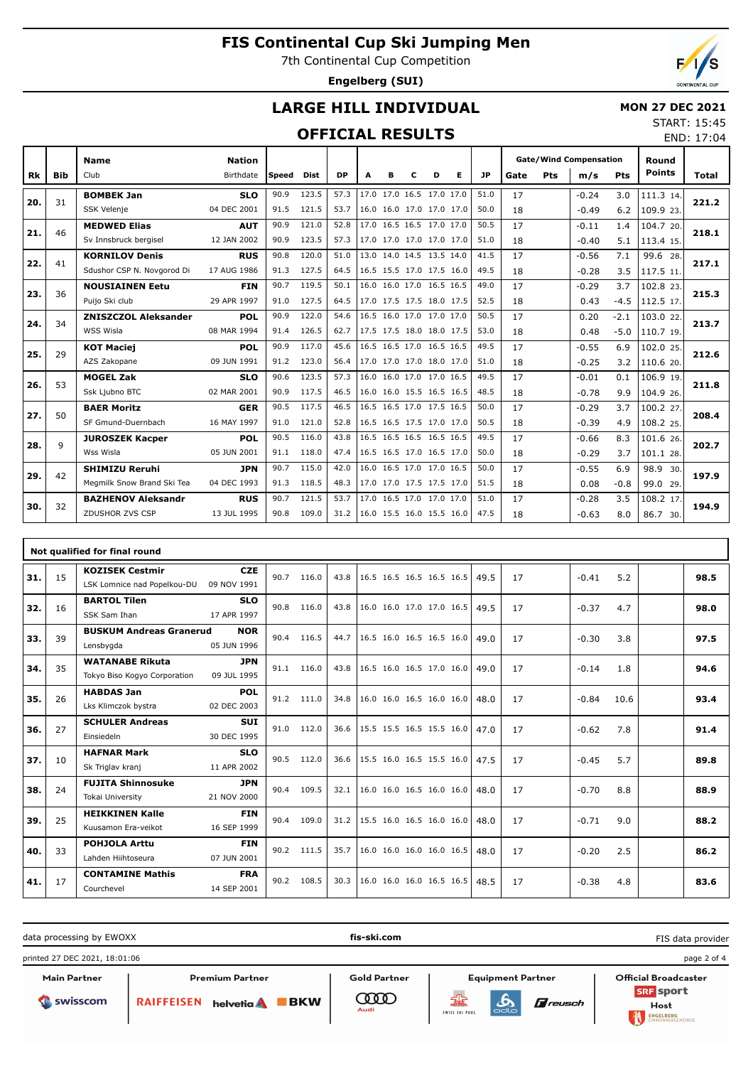# FIS Continental Cup Ski Jumping Men

7th Continental Cup Competition

**Engelberg (SUI)**

## LARGE HILL INDIVIDUAL

## OFFICIAL RESULTS

**MON 27 DEC 2021**

START: 15:45

END: 17:04

| Rk | Bib | Name / Club | Nation / Birthdate | Speed | Dist | DP | A | B | C | D | E | JP | Gate | Pts | m/s | Pts | Round Points | Total |
|---|---|---|---|---|---|---|---|---|---|---|---|---|---|---|---|---|---|---|
| 20. | 31 | **BOMBEK Jan** | **SLO** | 90.9 | 123.5 | 57.3 | 17.0 | 17.0 | 16.5 | 17.0 | 17.0 | 51.0 | 17 | | -0.24 | 3.0 | 111.3 14. | **221.2** |
| | | SSK Velenje | 04 DEC 2001 | 91.5 | 121.5 | 53.7 | 16.0 | 16.0 | 17.0 | 17.0 | 17.0 | 50.0 | 18 | | -0.49 | 6.2 | 109.9 23. | |
| 21. | 46 | **MEDWED Elias** | **AUT** | 90.9 | 121.0 | 52.8 | 17.0 | 16.5 | 16.5 | 17.0 | 17.0 | 50.5 | 17 | | -0.11 | 1.4 | 104.7 20. | **218.1** |
| | | Sv Innsbruck bergisel | 12 JAN 2002 | 90.9 | 123.5 | 57.3 | 17.0 | 17.0 | 17.0 | 17.0 | 17.0 | 51.0 | 18 | | -0.40 | 5.1 | 113.4 15. | |
| 22. | 41 | **KORNILOV Denis** | **RUS** | 90.8 | 120.0 | 51.0 | 13.0 | 14.0 | 14.5 | 13.5 | 14.0 | 41.5 | 17 | | -0.56 | 7.1 | 99.6 28. | **217.1** |
| | | Sdushor CSP N. Novgorod Di | 17 AUG 1986 | 91.3 | 127.5 | 64.5 | 16.5 | 15.5 | 17.0 | 17.5 | 16.0 | 49.5 | 18 | | -0.28 | 3.5 | 117.5 11. | |
| 23. | 36 | **NOUSIAINEN Eetu** | **FIN** | 90.7 | 119.5 | 50.1 | 16.0 | 16.0 | 17.0 | 16.5 | 16.5 | 49.0 | 17 | | -0.29 | 3.7 | 102.8 23. | **215.3** |
| | | Puijo Ski club | 29 APR 1997 | 91.0 | 127.5 | 64.5 | 17.0 | 17.5 | 17.5 | 18.0 | 17.5 | 52.5 | 18 | | 0.43 | -4.5 | 112.5 17. | |
| 24. | 34 | **ZNISZCZOL Aleksander** | **POL** | 90.9 | 122.0 | 54.6 | 16.5 | 16.0 | 17.0 | 17.0 | 17.0 | 50.5 | 17 | | 0.20 | -2.1 | 103.0 22. | **213.7** |
| | | WSS Wisla | 08 MAR 1994 | 91.4 | 126.5 | 62.7 | 17.5 | 17.5 | 18.0 | 18.0 | 17.5 | 53.0 | 18 | | 0.48 | -5.0 | 110.7 19. | |
| 25. | 29 | **KOT Maciej** | **POL** | 90.9 | 117.0 | 45.6 | 16.5 | 16.5 | 17.0 | 16.5 | 16.5 | 49.5 | 17 | | -0.55 | 6.9 | 102.0 25. | **212.6** |
| | | AZS Zakopane | 09 JUN 1991 | 91.2 | 123.0 | 56.4 | 17.0 | 17.0 | 17.0 | 18.0 | 17.0 | 51.0 | 18 | | -0.25 | 3.2 | 110.6 20. | |
| 26. | 53 | **MOGEL Zak** | **SLO** | 90.6 | 123.5 | 57.3 | 16.0 | 16.0 | 17.0 | 17.0 | 16.5 | 49.5 | 17 | | -0.01 | 0.1 | 106.9 19. | **211.8** |
| | | Ssk Ljubno BTC | 02 MAR 2001 | 90.9 | 117.5 | 46.5 | 16.0 | 16.0 | 15.5 | 16.5 | 16.5 | 48.5 | 18 | | -0.78 | 9.9 | 104.9 26. | |
| 27. | 50 | **BAER Moritz** | **GER** | 90.5 | 117.5 | 46.5 | 16.5 | 16.5 | 17.0 | 17.5 | 16.5 | 50.0 | 17 | | -0.29 | 3.7 | 100.2 27. | **208.4** |
| | | SF Gmund-Duernbach | 16 MAY 1997 | 91.0 | 121.0 | 52.8 | 16.5 | 16.5 | 17.5 | 17.0 | 17.0 | 50.5 | 18 | | -0.39 | 4.9 | 108.2 25. | |
| 28. | 9 | **JUROSZEK Kacper** | **POL** | 90.5 | 116.0 | 43.8 | 16.5 | 16.5 | 16.5 | 16.5 | 16.5 | 49.5 | 17 | | -0.66 | 8.3 | 101.6 26. | **202.7** |
| | | Wss Wisla | 05 JUN 2001 | 91.1 | 118.0 | 47.4 | 16.5 | 16.5 | 17.0 | 16.5 | 17.0 | 50.0 | 18 | | -0.29 | 3.7 | 101.1 28. | |
| 29. | 42 | **SHIMIZU Reruhi** | **JPN** | 90.7 | 115.0 | 42.0 | 16.0 | 16.5 | 17.0 | 17.0 | 16.5 | 50.0 | 17 | | -0.55 | 6.9 | 98.9 30. | **197.9** |
| | | Megmilk Snow Brand Ski Tea | 04 DEC 1993 | 91.3 | 118.5 | 48.3 | 17.0 | 17.0 | 17.5 | 17.5 | 17.0 | 51.5 | 18 | | 0.08 | -0.8 | 99.0 29. | |
| 30. | 32 | **BAZHENOV Aleksandr** | **RUS** | 90.7 | 121.5 | 53.7 | 17.0 | 16.5 | 17.0 | 17.0 | 17.0 | 51.0 | 17 | | -0.28 | 3.5 | 108.2 17. | **194.9** |
| | | ZDUSHOR ZVS CSP | 13 JUL 1995 | 90.8 | 109.0 | 31.2 | 16.0 | 15.5 | 16.0 | 15.5 | 16.0 | 47.5 | 18 | | -0.63 | 8.0 | 86.7 30. | |

### Not qualified for final round

| Rk | Bib | Name / Club | Nation / Birthdate | Speed | Dist | DP | A | B | C | D | E | JP | Gate | Pts | m/s | Pts | Round Points | Total |
|---|---|---|---|---|---|---|---|---|---|---|---|---|---|---|---|---|---|---|
| 31. | 15 | **KOZISEK Cestmir** LSK Lomnice nad Popelkou-DU | **CZE** 09 NOV 1991 | 90.7 | 116.0 | 43.8 | 16.5 | 16.5 | 16.5 | 16.5 | 16.5 | 49.5 | 17 | | -0.41 | 5.2 | | **98.5** |
| 32. | 16 | **BARTOL Tilen** SSK Sam Ihan | **SLO** 17 APR 1997 | 90.8 | 116.0 | 43.8 | 16.0 | 16.0 | 17.0 | 17.0 | 16.5 | 49.5 | 17 | | -0.37 | 4.7 | | **98.0** |
| 33. | 39 | **BUSKUM Andreas Granerud** Lensbygda | **NOR** 05 JUN 1996 | 90.4 | 116.5 | 44.7 | 16.5 | 16.0 | 16.5 | 16.5 | 16.0 | 49.0 | 17 | | -0.30 | 3.8 | | **97.5** |
| 34. | 35 | **WATANABE Rikuta** Tokyo Biso Kogyo Corporation | **JPN** 09 JUL 1995 | 91.1 | 116.0 | 43.8 | 16.5 | 16.0 | 16.5 | 17.0 | 16.0 | 49.0 | 17 | | -0.14 | 1.8 | | **94.6** |
| 35. | 26 | **HABDAS Jan** Lks Klimczok bystra | **POL** 02 DEC 2003 | 91.2 | 111.0 | 34.8 | 16.0 | 16.0 | 16.5 | 16.0 | 16.0 | 48.0 | 17 | | -0.84 | 10.6 | | **93.4** |
| 36. | 27 | **SCHULER Andreas** Einsiedeln | **SUI** 30 DEC 1995 | 91.0 | 112.0 | 36.6 | 15.5 | 15.5 | 16.5 | 15.5 | 16.0 | 47.0 | 17 | | -0.62 | 7.8 | | **91.4** |
| 37. | 10 | **HAFNAR Mark** Sk Triglav kranj | **SLO** 11 APR 2002 | 90.5 | 112.0 | 36.6 | 15.5 | 16.0 | 16.5 | 15.5 | 16.0 | 47.5 | 17 | | -0.45 | 5.7 | | **89.8** |
| 38. | 24 | **FUJITA Shinnosuke** Tokai University | **JPN** 21 NOV 2000 | 90.4 | 109.5 | 32.1 | 16.0 | 16.0 | 16.5 | 16.0 | 16.0 | 48.0 | 17 | | -0.70 | 8.8 | | **88.9** |
| 39. | 25 | **HEIKKINEN Kalle** Kuusamon Era-veikot | **FIN** 16 SEP 1999 | 90.4 | 109.0 | 31.2 | 15.5 | 16.0 | 16.5 | 16.0 | 16.0 | 48.0 | 17 | | -0.71 | 9.0 | | **88.2** |
| 40. | 33 | **POHJOLA Arttu** Lahden Hiihtoseura | **FIN** 07 JUN 2001 | 90.2 | 111.5 | 35.7 | 16.0 | 16.0 | 16.0 | 16.0 | 16.5 | 48.0 | 17 | | -0.20 | 2.5 | | **86.2** |
| 41. | 17 | **CONTAMINE Mathis** Courchevel | **FRA** 14 SEP 2001 | 90.2 | 108.5 | 30.3 | 16.0 | 16.0 | 16.0 | 16.5 | 16.5 | 48.5 | 17 | | -0.38 | 4.8 | | **83.6** |

data processing by EWOXX | fis-ski.com | FIS data provider

printed 27 DEC 2021, 18:01:06

Main Partner: swisscom | Premium Partner: RAIFFEISEN, helvetia, BKW | Gold Partner: Audi | Equipment Partner: Swiss Ski Pool, odlo, reusch | Official Broadcaster: SRF sport | Host: Engelberg Einwohnergemeinde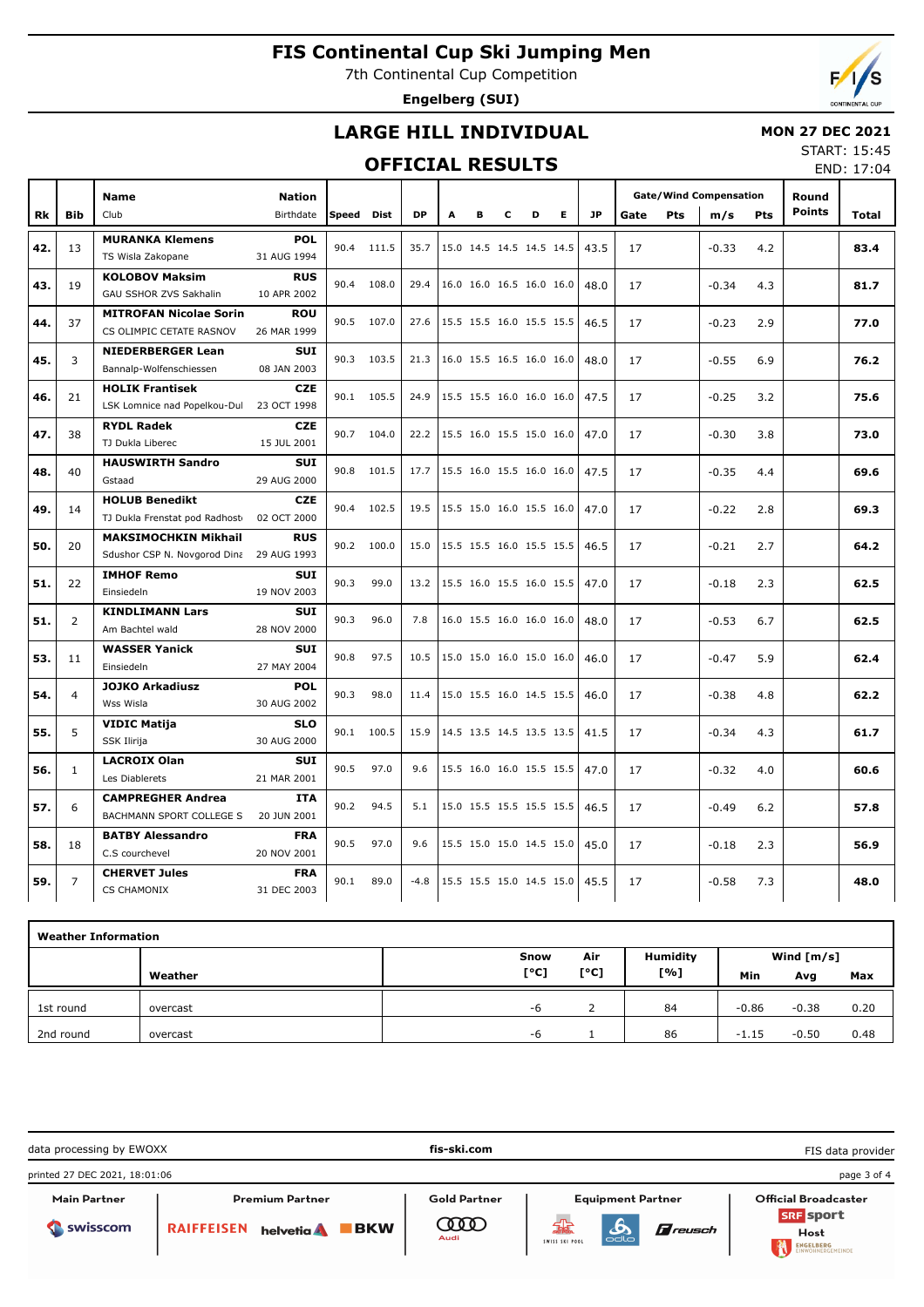# FIS Continental Cup Ski Jumping Men

7th Continental Cup Competition

**Engelberg (SUI)**

## LARGE HILL INDIVIDUAL

## OFFICIAL RESULTS

**MON 27 DEC 2021**

START: 15:45

END: 17:04

| Rk | Bib | Name / Club | Nation / Birthdate | Speed | Dist | DP | A | B | C | D | E | JP | Gate | Pts | m/s | Pts | Round Points | Total |
|---|---|---|---|---|---|---|---|---|---|---|---|---|---|---|---|---|---|---|
| 42. | 13 | **MURANKA Klemens** TS Wisla Zakopane | **POL** 31 AUG 1994 | 90.4 | 111.5 | 35.7 | 15.0 | 14.5 | 14.5 | 14.5 | 14.5 | 43.5 | 17 | | -0.33 | 4.2 | | **83.4** |
| 43. | 19 | **KOLOBOV Maksim** GAU SSHOR ZVS Sakhalin | **RUS** 10 APR 2002 | 90.4 | 108.0 | 29.4 | 16.0 | 16.0 | 16.5 | 16.0 | 16.0 | 48.0 | 17 | | -0.34 | 4.3 | | **81.7** |
| 44. | 37 | **MITROFAN Nicolae Sorin** CS OLIMPIC CETATE RASNOV | **ROU** 26 MAR 1999 | 90.5 | 107.0 | 27.6 | 15.5 | 15.5 | 16.0 | 15.5 | 15.5 | 46.5 | 17 | | -0.23 | 2.9 | | **77.0** |
| 45. | 3 | **NIEDERBERGER Lean** Bannalp-Wolfenschiessen | **SUI** 08 JAN 2003 | 90.3 | 103.5 | 21.3 | 16.0 | 15.5 | 16.5 | 16.0 | 16.0 | 48.0 | 17 | | -0.55 | 6.9 | | **76.2** |
| 46. | 21 | **HOLIK Frantisek** LSK Lomnice nad Popelkou-Dul | **CZE** 23 OCT 1998 | 90.1 | 105.5 | 24.9 | 15.5 | 15.5 | 16.0 | 16.0 | 16.0 | 47.5 | 17 | | -0.25 | 3.2 | | **75.6** |
| 47. | 38 | **RYDL Radek** TJ Dukla Liberec | **CZE** 15 JUL 2001 | 90.7 | 104.0 | 22.2 | 15.5 | 16.0 | 15.5 | 15.0 | 16.0 | 47.0 | 17 | | -0.30 | 3.8 | | **73.0** |
| 48. | 40 | **HAUSWIRTH Sandro** Gstaad | **SUI** 29 AUG 2000 | 90.8 | 101.5 | 17.7 | 15.5 | 16.0 | 15.5 | 16.0 | 16.0 | 47.5 | 17 | | -0.35 | 4.4 | | **69.6** |
| 49. | 14 | **HOLUB Benedikt** TJ Dukla Frenstat pod Radhosti | **CZE** 02 OCT 2000 | 90.4 | 102.5 | 19.5 | 15.5 | 15.0 | 16.0 | 15.5 | 16.0 | 47.0 | 17 | | -0.22 | 2.8 | | **69.3** |
| 50. | 20 | **MAKSIMOCHKIN Mikhail** Sdushor CSP N. Novgorod Dina | **RUS** 29 AUG 1993 | 90.2 | 100.0 | 15.0 | 15.5 | 15.5 | 16.0 | 15.5 | 15.5 | 46.5 | 17 | | -0.21 | 2.7 | | **64.2** |
| 51. | 22 | **IMHOF Remo** Einsiedeln | **SUI** 19 NOV 2003 | 90.3 | 99.0 | 13.2 | 15.5 | 16.0 | 15.5 | 16.0 | 15.5 | 47.0 | 17 | | -0.18 | 2.3 | | **62.5** |
| 51. | 2 | **KINDLIMANN Lars** Am Bachtel wald | **SUI** 28 NOV 2000 | 90.3 | 96.0 | 7.8 | 16.0 | 15.5 | 16.0 | 16.0 | 16.0 | 48.0 | 17 | | -0.53 | 6.7 | | **62.5** |
| 53. | 11 | **WASSER Yanick** Einsiedeln | **SUI** 27 MAY 2004 | 90.8 | 97.5 | 10.5 | 15.0 | 15.0 | 16.0 | 15.0 | 16.0 | 46.0 | 17 | | -0.47 | 5.9 | | **62.4** |
| 54. | 4 | **JOJKO Arkadiusz** Wss Wisla | **POL** 30 AUG 2002 | 90.3 | 98.0 | 11.4 | 15.0 | 15.5 | 16.0 | 14.5 | 15.5 | 46.0 | 17 | | -0.38 | 4.8 | | **62.2** |
| 55. | 5 | **VIDIC Matija** SSK Ilirija | **SLO** 30 AUG 2000 | 90.1 | 100.5 | 15.9 | 14.5 | 13.5 | 14.5 | 13.5 | 13.5 | 41.5 | 17 | | -0.34 | 4.3 | | **61.7** |
| 56. | 1 | **LACROIX Olan** Les Diablerets | **SUI** 21 MAR 2001 | 90.5 | 97.0 | 9.6 | 15.5 | 16.0 | 16.0 | 15.5 | 15.5 | 47.0 | 17 | | -0.32 | 4.0 | | **60.6** |
| 57. | 6 | **CAMPREGHER Andrea** BACHMANN SPORT COLLEGE S | **ITA** 20 JUN 2001 | 90.2 | 94.5 | 5.1 | 15.0 | 15.5 | 15.5 | 15.5 | 15.5 | 46.5 | 17 | | -0.49 | 6.2 | | **57.8** |
| 58. | 18 | **BATBY Alessandro** C.S courchevel | **FRA** 20 NOV 2001 | 90.5 | 97.0 | 9.6 | 15.5 | 15.0 | 15.0 | 14.5 | 15.0 | 45.0 | 17 | | -0.18 | 2.3 | | **56.9** |
| 59. | 7 | **CHERVET Jules** CS CHAMONIX | **FRA** 31 DEC 2003 | 90.1 | 89.0 | -4.8 | 15.5 | 15.5 | 15.0 | 14.5 | 15.0 | 45.5 | 17 | | -0.58 | 7.3 | | **48.0** |

### Weather Information

| | Weather | Snow [°C] | Air [°C] | Humidity [%] | Wind Min [m/s] | Wind Avg [m/s] | Wind Max [m/s] |
|---|---|---|---|---|---|---|---|
| 1st round | overcast | -6 | 2 | 84 | -0.86 | -0.38 | 0.20 |
| 2nd round | overcast | -6 | 1 | 86 | -1.15 | -0.50 | 0.48 |

data processing by EWOXX | fis-ski.com | FIS data provider

printed 27 DEC 2021, 18:01:06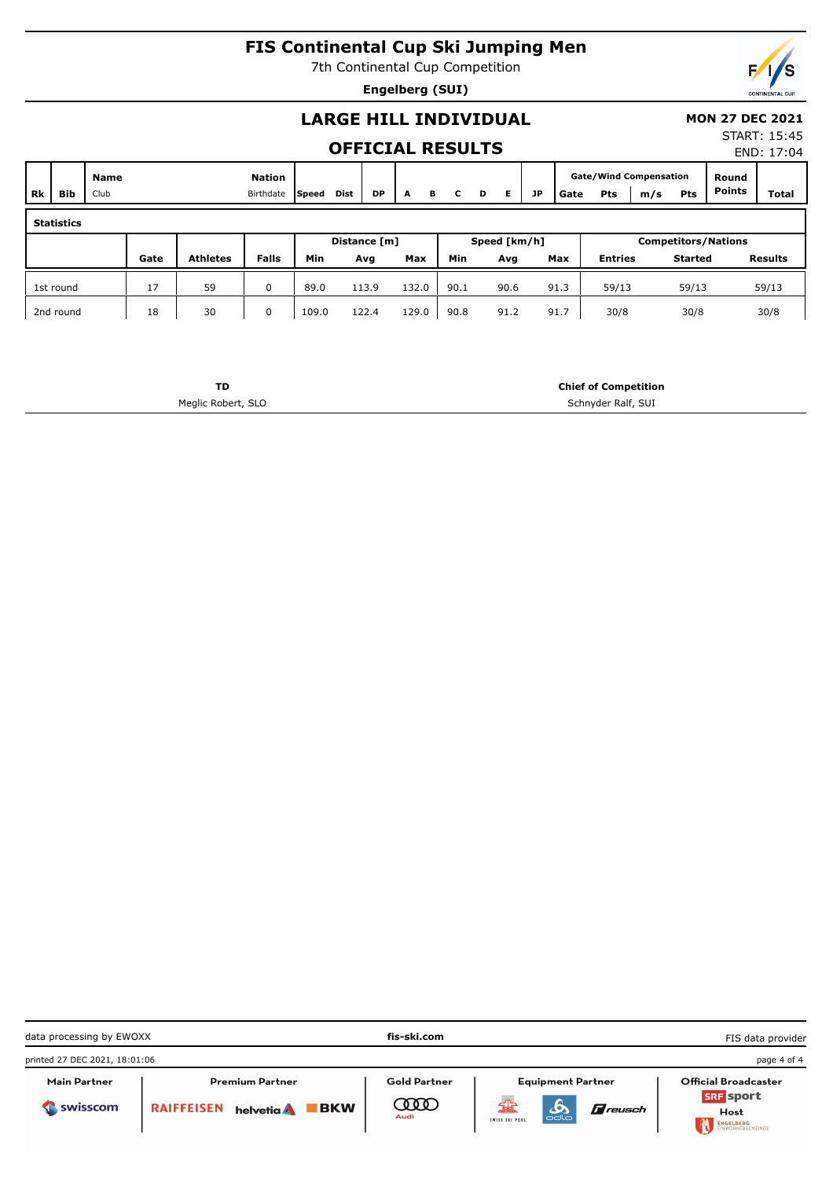# FIS Continental Cup Ski Jumping Men

7th Continental Cup Competition

**Engelberg (SUI)**

## LARGE HILL INDIVIDUAL

**MON 27 DEC 2021**

START: 15:45

END: 17:04

## OFFICIAL RESULTS

| Rk | Bib | Name / Club | Nation / Birthdate | Speed | Dist | DP | A | B | C | D | E | JP | Gate/Wind Compensation Gate | Pts | m/s | Pts | Round Points | Total |
|---|---|---|---|---|---|---|---|---|---|---|---|---|---|---|---|---|---|---|

### Statistics

| | Gate | Athletes | Falls | Distance [m] Min | Avg | Max | Speed [km/h] Min | Avg | Max | Competitors/Nations Entries | Started | Results |
|---|---|---|---|---|---|---|---|---|---|---|---|---|
| 1st round | 17 | 59 | 0 | 89.0 | 113.9 | 132.0 | 90.1 | 90.6 | 91.3 | 59/13 | 59/13 | 59/13 |
| 2nd round | 18 | 30 | 0 | 109.0 | 122.4 | 129.0 | 90.8 | 91.2 | 91.7 | 30/8 | 30/8 | 30/8 |

| TD | Chief of Competition |
|---|---|
| Meglic Robert, SLO | Schnyder Ralf, SUI |

data processing by EWOXX | fis-ski.com | FIS data provider

printed 27 DEC 2021, 18:01:06

Main Partner: swisscom | Premium Partner: RAIFFEISEN, helvetia, BKW | Gold Partner: Audi | Equipment Partner: Swiss Ski Pool, odlo, reusch | Official Broadcaster: SRF sport | Host: Engelberg Einwohnergemeinde